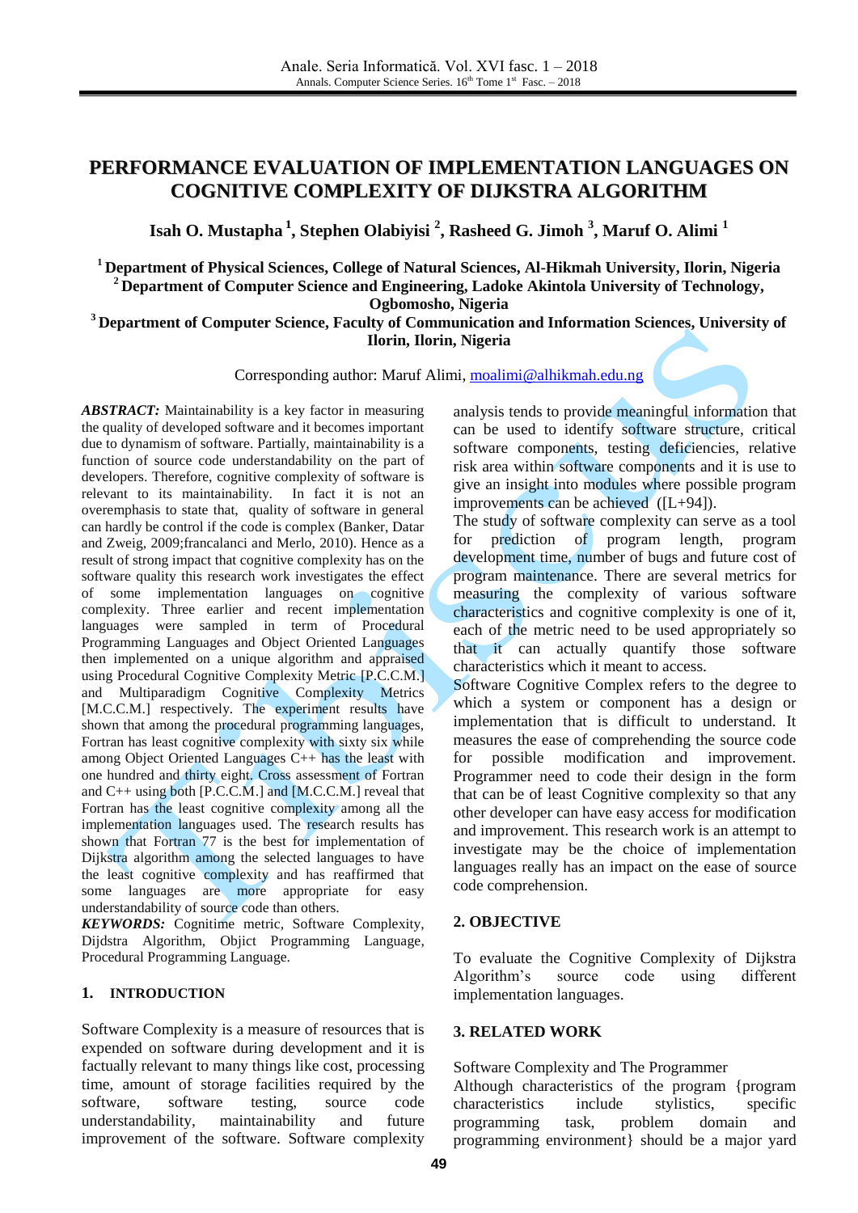# PERFORMANCE EVALUATION OF IMPLEMENTATION LANGUAGES ON COGNITIVE COMPLEXITY OF DIJKSTRA ALGORITHM

**Isah O. Mustapha [1], Stephen Olabiyisi [2], Rasheed G. Jimoh [3], Maruf O. Alimi [1]**

**[1] Department of Physical Sciences, College of Natural Sciences, Al-Hikmah University, Ilorin, Nigeria**
**[2] Department of Computer Science and Engineering, Ladoke Akintola University of Technology, Ogbomosho, Nigeria**
**[3] Department of Computer Science, Faculty of Communication and Information Sciences, University of Ilorin, Ilorin, Nigeria**

Corresponding author: Maruf Alimi, moalimi@alhikmah.edu.ng

***ABSTRACT:*** Maintainability is a key factor in measuring the quality of developed software and it becomes important due to dynamism of software. Partially, maintainability is a function of source code understandability on the part of developers. Therefore, cognitive complexity of software is relevant to its maintainability. In fact it is not an overemphasis to state that, quality of software in general can hardly be control if the code is complex (Banker, Datar and Zweig, 2009;francalanci and Merlo, 2010). Hence as a result of strong impact that cognitive complexity has on the software quality this research work investigates the effect of some implementation languages on cognitive complexity. Three earlier and recent implementation languages were sampled in term of Procedural Programming Languages and Object Oriented Languages then implemented on a unique algorithm and appraised using Procedural Cognitive Complexity Metric [P.C.C.M.] and Multiparadigm Cognitive Complexity Metrics [M.C.C.M.] respectively. The experiment results have shown that among the procedural programming languages, Fortran has least cognitive complexity with sixty six while among Object Oriented Languages C++ has the least with one hundred and thirty eight. Cross assessment of Fortran and C++ using both [P.C.C.M.] and [M.C.C.M.] reveal that Fortran has the least cognitive complexity among all the implementation languages used. The research results has shown that Fortran 77 is the best for implementation of Dijkstra algorithm among the selected languages to have the least cognitive complexity and has reaffirmed that some languages are more appropriate for easy understandability of source code than others.

***KEYWORDS:*** Cognitime metric, Software Complexity, Dijdstra Algorithm, Objict Programming Language, Procedural Programming Language.

## 1. INTRODUCTION

Software Complexity is a measure of resources that is expended on software during development and it is factually relevant to many things like cost, processing time, amount of storage facilities required by the software, software testing, source code understandability, maintainability and future improvement of the software. Software complexity analysis tends to provide meaningful information that can be used to identify software structure, critical software components, testing deficiencies, relative risk area within software components and it is use to give an insight into modules where possible program improvements can be achieved ([L+94]).

The study of software complexity can serve as a tool for prediction of program length, program development time, number of bugs and future cost of program maintenance. There are several metrics for measuring the complexity of various software characteristics and cognitive complexity is one of it, each of the metric need to be used appropriately so that it can actually quantify those software characteristics which it meant to access.

Software Cognitive Complex refers to the degree to which a system or component has a design or implementation that is difficult to understand. It measures the ease of comprehending the source code for possible modification and improvement. Programmer need to code their design in the form that can be of least Cognitive complexity so that any other developer can have easy access for modification and improvement. This research work is an attempt to investigate may be the choice of implementation languages really has an impact on the ease of source code comprehension.

## 2. OBJECTIVE

To evaluate the Cognitive Complexity of Dijkstra Algorithm's source code using different implementation languages.

## 3. RELATED WORK

Software Complexity and The Programmer

Although characteristics of the program {program characteristics include stylistics, specific programming task, problem domain and programming environment} should be a major yard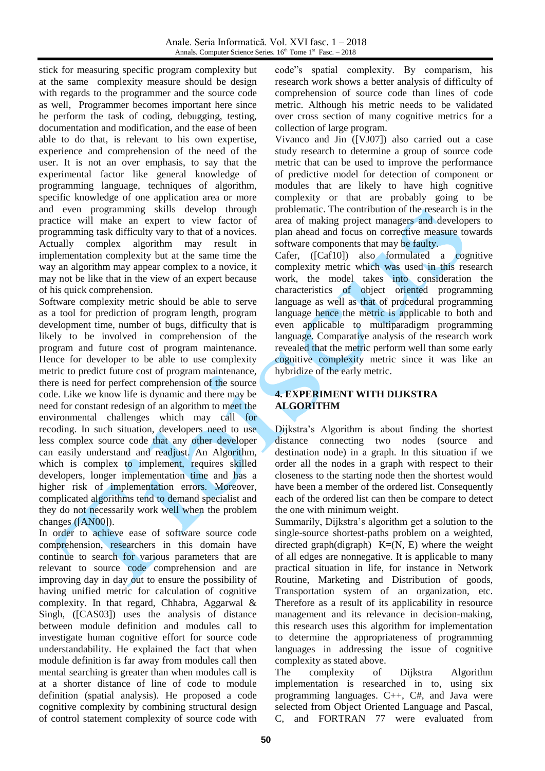stick for measuring specific program complexity but at the same complexity measure should be design with regards to the programmer and the source code as well, Programmer becomes important here since he perform the task of coding, debugging, testing, documentation and modification, and the ease of been able to do that, is relevant to his own expertise, experience and comprehension of the need of the user. It is not an over emphasis, to say that the experimental factor like general knowledge of programming language, techniques of algorithm, specific knowledge of one application area or more and even programming skills develop through practice will make an expert to view factor of programming task difficulty vary to that of a novices. Actually complex algorithm may result in implementation complexity but at the same time the way an algorithm may appear complex to a novice, it may not be like that in the view of an expert because of his quick comprehension.

Software complexity metric should be able to serve as a tool for prediction of program length, program development time, number of bugs, difficulty that is likely to be involved in comprehension of the program and future cost of program maintenance. Hence for developer to be able to use complexity metric to predict future cost of program maintenance, there is need for perfect comprehension of the source code. Like we know life is dynamic and there may be need for constant redesign of an algorithm to meet the environmental challenges which may call for recoding. In such situation, developers need to use less complex source code that any other developer can easily understand and readjust. An Algorithm, which is complex to implement, requires skilled developers, longer implementation time and has a higher risk of implementation errors. Moreover, complicated algorithms tend to demand specialist and they do not necessarily work well when the problem changes ([AN00]).

In order to achieve ease of software source code comprehension, researchers in this domain have continue to search for various parameters that are relevant to source code comprehension and are improving day in day out to ensure the possibility of having unified metric for calculation of cognitive complexity. In that regard, Chhabra, Aggarwal & Singh, ([CAS03]) uses the analysis of distance between module definition and modules call to investigate human cognitive effort for source code understandability. He explained the fact that when module definition is far away from modules call then mental searching is greater than when modules call is at a shorter distance of line of code to module definition (spatial analysis). He proposed a code cognitive complexity by combining structural design of control statement complexity of source code with code"s spatial complexity. By comparism, his research work shows a better analysis of difficulty of comprehension of source code than lines of code metric. Although his metric needs to be validated over cross section of many cognitive metrics for a collection of large program.

Vivanco and Jin ([VJ07]) also carried out a case study research to determine a group of source code metric that can be used to improve the performance of predictive model for detection of component or modules that are likely to have high cognitive complexity or that are probably going to be problematic. The contribution of the research is in the area of making project managers and developers to plan ahead and focus on corrective measure towards software components that may be faulty.

Cafer, ([Caf10]) also formulated a cognitive complexity metric which was used in this research work, the model takes into consideration the characteristics of object oriented programming language as well as that of procedural programming language hence the metric is applicable to both and even applicable to multiparadigm programming language. Comparative analysis of the research work revealed that the metric perform well than some early cognitive complexity metric since it was like an hybridize of the early metric.

## 4. EXPERIMENT WITH DIJKSTRA ALGORITHM

Dijkstra's Algorithm is about finding the shortest distance connecting two nodes (source and destination node) in a graph. In this situation if we order all the nodes in a graph with respect to their closeness to the starting node then the shortest would have been a member of the ordered list. Consequently each of the ordered list can then be compare to detect the one with minimum weight.

Summarily, Dijkstra's algorithm get a solution to the single-source shortest-paths problem on a weighted, directed graph(digraph) K=(N, E) where the weight of all edges are nonnegative. It is applicable to many practical situation in life, for instance in Network Routine, Marketing and Distribution of goods, Transportation system of an organization, etc. Therefore as a result of its applicability in resource management and its relevance in decision-making, this research uses this algorithm for implementation to determine the appropriateness of programming languages in addressing the issue of cognitive complexity as stated above.

The complexity of Dijkstra Algorithm implementation is researched in to, using six programming languages. C++, C#, and Java were selected from Object Oriented Language and Pascal, C, and FORTRAN 77 were evaluated from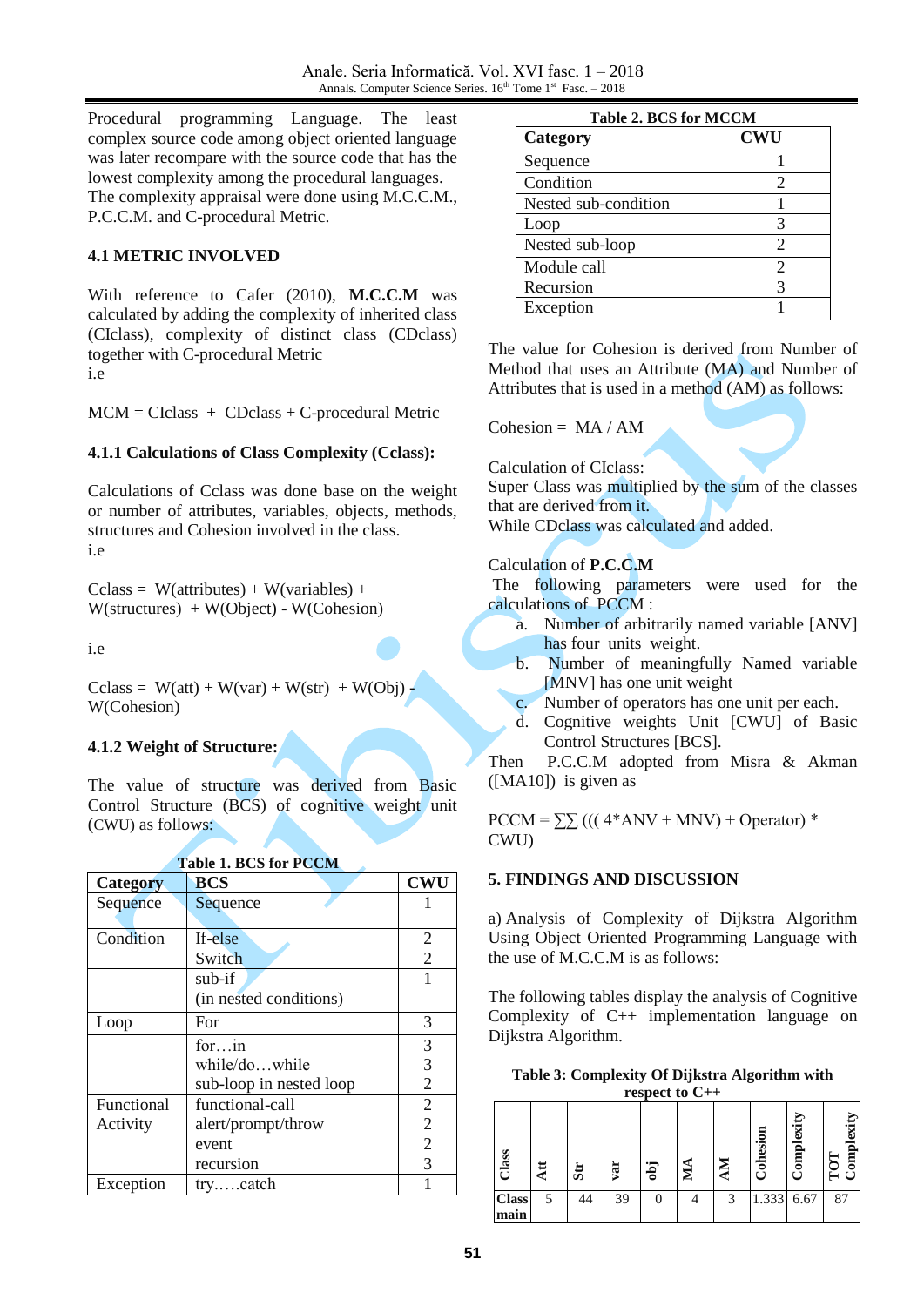Procedural programming Language. The least complex source code among object oriented language was later recompare with the source code that has the lowest complexity among the procedural languages. The complexity appraisal were done using M.C.C.M., P.C.C.M. and C-procedural Metric.

### 4.1 METRIC INVOLVED

With reference to Cafer (2010), **M.C.C.M** was calculated by adding the complexity of inherited class (CIclass), complexity of distinct class (CDclass) together with C-procedural Metric
i.e

MCM = CIclass + CDclass + C-procedural Metric

#### 4.1.1 Calculations of Class Complexity (Cclass):

Calculations of Cclass was done base on the weight or number of attributes, variables, objects, methods, structures and Cohesion involved in the class.
i.e

Cclass = W(attributes) + W(variables) + W(structures) + W(Object) - W(Cohesion)

i.e

Cclass = W(att) + W(var) + W(str) + W(Obj) - W(Cohesion)

#### 4.1.2 Weight of Structure:

The value of structure was derived from Basic Control Structure (BCS) of cognitive weight unit (CWU) as follows:

**Table 1. BCS for PCCM**

| Category | BCS | CWU |
|---|---|---|
| Sequence | Sequence | 1 |
| Condition | If-else<br>Switch | 2<br>2 |
| | sub-if<br>(in nested conditions) | 1 |
| Loop | For | 3 |
| | for…in<br>while/do…while<br>sub-loop in nested loop | 3<br>3<br>2 |
| Functional Activity | functional-call<br>alert/prompt/throw<br>event<br>recursion | 2<br>2<br>2<br>3 |
| Exception | try…..catch | 1 |

**Table 2. BCS for MCCM**

| Category | CWU |
|---|---|
| Sequence | 1 |
| Condition | 2 |
| Nested sub-condition | 1 |
| Loop | 3 |
| Nested sub-loop | 2 |
| Module call | 2 |
| Recursion | 3 |
| Exception | 1 |

The value for Cohesion is derived from Number of Method that uses an Attribute (MA) and Number of Attributes that is used in a method (AM) as follows:

Cohesion = MA / AM

Calculation of CIclass:
Super Class was multiplied by the sum of the classes that are derived from it.
While CDclass was calculated and added.

Calculation of **P.C.C.M**
The following parameters were used for the calculations of PCCM :

a. Number of arbitrarily named variable [ANV] has four units weight.
b. Number of meaningfully Named variable [MNV] has one unit weight
c. Number of operators has one unit per each.
d. Cognitive weights Unit [CWU] of Basic Control Structures [BCS].

Then P.C.C.M adopted from Misra & Akman ([MA10]) is given as

PCCM = ∑∑ ((( 4*ANV + MNV) + Operator) * CWU)

### 5. FINDINGS AND DISCUSSION

a) Analysis of Complexity of Dijkstra Algorithm Using Object Oriented Programming Language with the use of M.C.C.M is as follows:

The following tables display the analysis of Cognitive Complexity of C++ implementation language on Dijkstra Algorithm.

**Table 3: Complexity Of Dijkstra Algorithm with respect to C++**

| Class | Att | Str | var | obj | MA | AM | Cohesion | Complexity | TOT Complexity |
|---|---|---|---|---|---|---|---|---|---|
| Class main | 5 | 44 | 39 | 0 | 4 | 3 | 1.333 | 6.67 | 87 |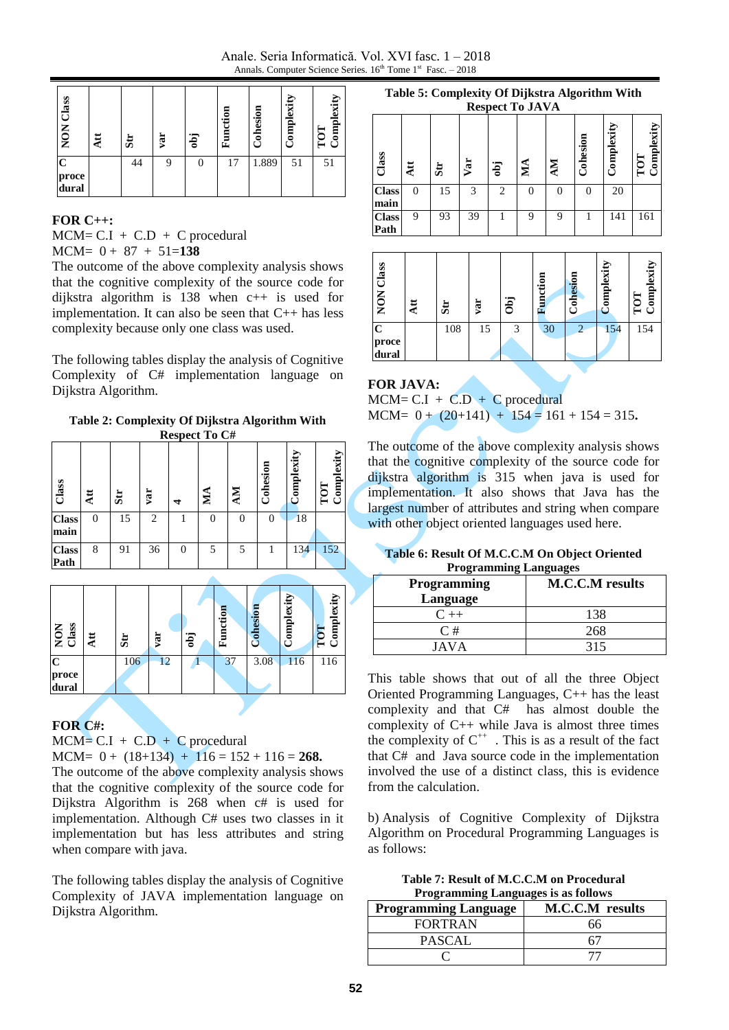| NON Class | Att | Str | var | obj | Function | Cohesion | Complexity | TOT Complexity |
|---|---|---|---|---|---|---|---|---|
| C procedural | | 44 | 9 | 0 | 17 | 1.889 | 51 | 51 |

**FOR C++:**

MCM= C.I + C.D + C procedural

MCM= 0 + 87 + 51=**138**

The outcome of the above complexity analysis shows that the cognitive complexity of the source code for dijkstra algorithm is 138 when c++ is used for implementation. It can also be seen that C++ has less complexity because only one class was used.

The following tables display the analysis of Cognitive Complexity of C# implementation language on Dijkstra Algorithm.

**Table 2: Complexity Of Dijkstra Algorithm With Respect To C#**

| Class | Att | Str | var | 4 | MA | AM | Cohesion | Complexity | TOT Complexity |
|---|---|---|---|---|---|---|---|---|---|
| Class main | 0 | 15 | 2 | 1 | 0 | 0 | 0 | 18 | |
| Class Path | 8 | 91 | 36 | 0 | 5 | 5 | 1 | 134 | 152 |

| NON Class | Att | Str | var | obj | Function | Cohesion | Complexity | TOT Complexity |
|---|---|---|---|---|---|---|---|---|
| C procedural | | 106 | 12 | 1 | 37 | 3.08 | 116 | 116 |

**FOR C#:**

MCM= C.I + C.D + C procedural

MCM= 0 + (18+134) + 116 = 152 + 116 = **268.**

The outcome of the above complexity analysis shows that the cognitive complexity of the source code for Dijkstra Algorithm is 268 when c# is used for implementation. Although C# uses two classes in it implementation but has less attributes and string when compare with java.

The following tables display the analysis of Cognitive Complexity of JAVA implementation language on Dijkstra Algorithm.

**Table 5: Complexity Of Dijkstra Algorithm With Respect To JAVA**

| Class | Att | Str | Var | obj | MA | AM | Cohesion | Complexity | TOT Complexity |
|---|---|---|---|---|---|---|---|---|---|
| Class main | 0 | 15 | 3 | 2 | 0 | 0 | 0 | 20 | |
| Class Path | 9 | 93 | 39 | 1 | 9 | 9 | 1 | 141 | 161 |

| NON Class | Att | Str | var | Obj | Function | Cohesion | Complexity | TOT Complexity |
|---|---|---|---|---|---|---|---|---|
| C procedural | | 108 | 15 | 3 | 30 | 2 | 154 | 154 |

**FOR JAVA:**

MCM= C.I + C.D + C procedural

MCM= 0 + (20+141) + 154 = 161 + 154 = 315**.**

The outcome of the above complexity analysis shows that the cognitive complexity of the source code for dijkstra algorithm is 315 when java is used for implementation. It also shows that Java has the largest number of attributes and string when compare with other object oriented languages used here.

**Table 6: Result Of M.C.C.M On Object Oriented Programming Languages**

| Programming Language | M.C.C.M results |
|---|---|
| C ++ | 138 |
| C # | 268 |
| JAVA | 315 |

This table shows that out of all the three Object Oriented Programming Languages, C++ has the least complexity and that C# has almost double the complexity of C++ while Java is almost three times the complexity of $C^{++}$ . This is as a result of the fact that C# and Java source code in the implementation involved the use of a distinct class, this is evidence from the calculation.

b) Analysis of Cognitive Complexity of Dijkstra Algorithm on Procedural Programming Languages is as follows:

**Table 7: Result of M.C.C.M on Procedural Programming Languages is as follows**

| Programming Language | M.C.C.M results |
|---|---|
| FORTRAN | 66 |
| PASCAL | 67 |
| C | 77 |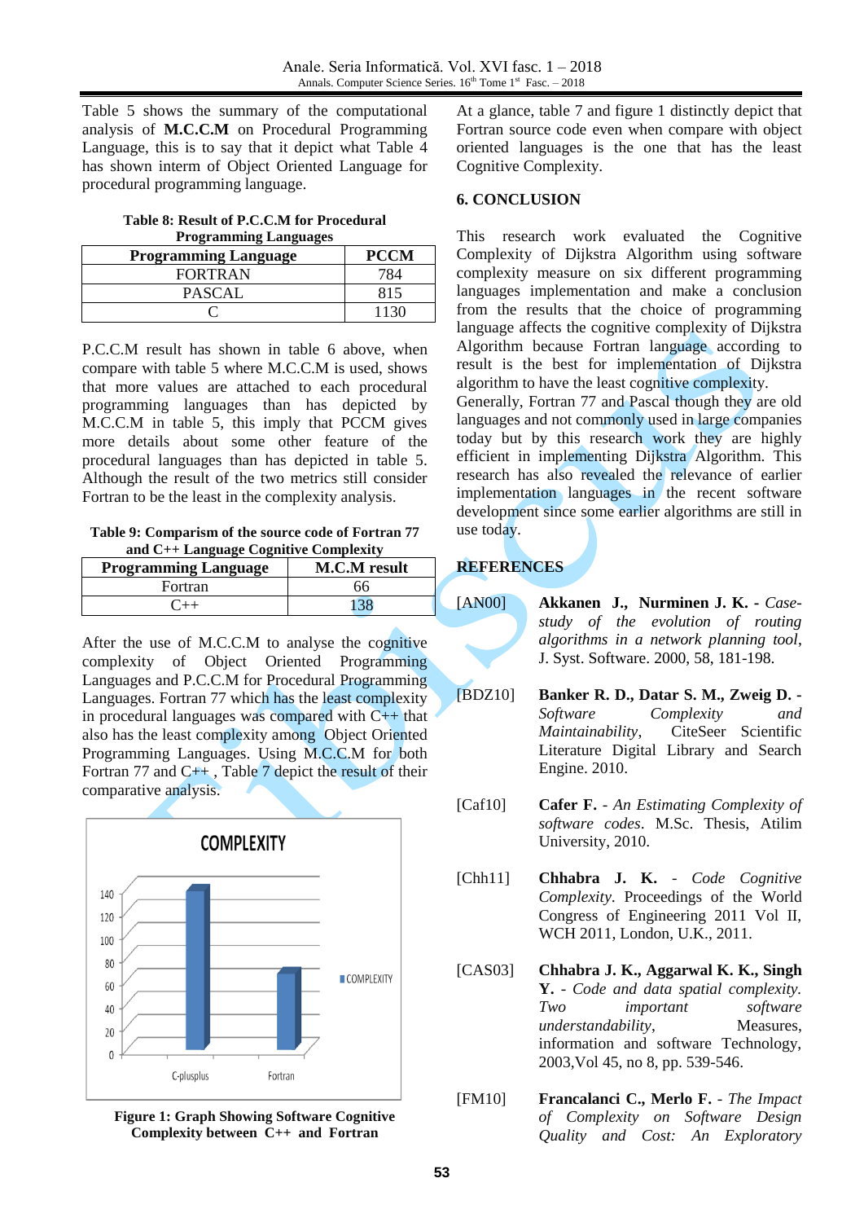Table 5 shows the summary of the computational analysis of **M.C.C.M** on Procedural Programming Language, this is to say that it depict what Table 4 has shown interm of Object Oriented Language for procedural programming language.

**Table 8: Result of P.C.C.M for Procedural Programming Languages**

| Programming Language | PCCM |
|---|---|
| FORTRAN | 784 |
| PASCAL | 815 |
| C | 1130 |

P.C.C.M result has shown in table 6 above, when compare with table 5 where M.C.C.M is used, shows that more values are attached to each procedural programming languages than has depicted by M.C.C.M in table 5, this imply that PCCM gives more details about some other feature of the procedural languages than has depicted in table 5. Although the result of the two metrics still consider Fortran to be the least in the complexity analysis.

**Table 9: Comparism of the source code of Fortran 77 and C++ Language Cognitive Complexity**

| Programming Language | M.C.M result |
|---|---|
| Fortran | 66 |
| C++ | 138 |

After the use of M.C.C.M to analyse the cognitive complexity of Object Oriented Programming Languages and P.C.C.M for Procedural Programming Languages. Fortran 77 which has the least complexity in procedural languages was compared with C++ that also has the least complexity among Object Oriented Programming Languages. Using M.C.C.M for both Fortran 77 and C++ , Table 7 depict the result of their comparative analysis.

**Figure 1: Graph Showing Software Cognitive Complexity between C++ and Fortran**

At a glance, table 7 and figure 1 distinctly depict that Fortran source code even when compare with object oriented languages is the one that has the least Cognitive Complexity.

## 6. CONCLUSION

This research work evaluated the Cognitive Complexity of Dijkstra Algorithm using software complexity measure on six different programming languages implementation and make a conclusion from the results that the choice of programming language affects the cognitive complexity of Dijkstra Algorithm because Fortran language according to result is the best for implementation of Dijkstra algorithm to have the least cognitive complexity. Generally, Fortran 77 and Pascal though they are old languages and not commonly used in large companies today but by this research work they are highly efficient in implementing Dijkstra Algorithm. This research has also revealed the relevance of earlier implementation languages in the recent software development since some earlier algorithms are still in use today.

## REFERENCES

[AN00] **Akkanen J., Nurminen J. K.** - *Case-study of the evolution of routing algorithms in a network planning tool*, J. Syst. Software. 2000, 58, 181-198.

[BDZ10] **Banker R. D., Datar S. M., Zweig D.** - *Software Complexity and Maintainability*, CiteSeer Scientific Literature Digital Library and Search Engine. 2010.

[Caf10] **Cafer F.** - *An Estimating Complexity of software codes*. M.Sc. Thesis, Atilim University, 2010.

[Chh11] **Chhabra J. K.** - *Code Cognitive Complexity*. Proceedings of the World Congress of Engineering 2011 Vol II, WCH 2011, London, U.K., 2011.

[CAS03] **Chhabra J. K., Aggarwal K. K., Singh Y.** - *Code and data spatial complexity. Two important software understandability*, Measures, information and software Technology, 2003,Vol 45, no 8, pp. 539-546.

[FM10] **Francalanci C., Merlo F.** - *The Impact of Complexity on Software Design Quality and Cost: An Exploratory*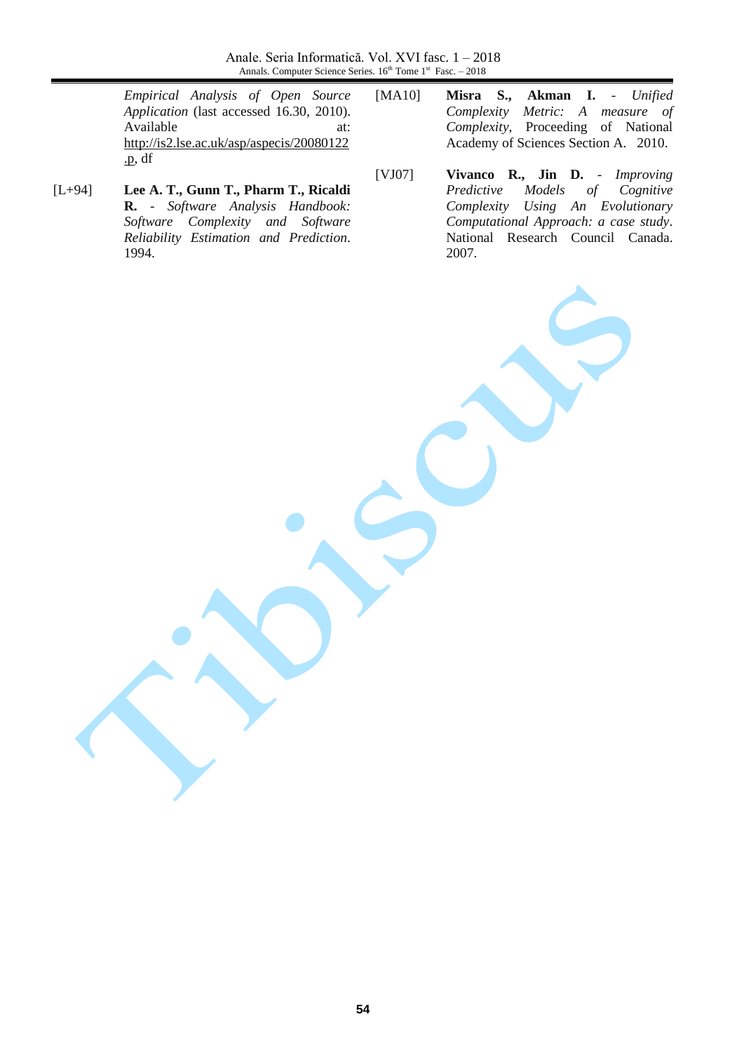*Empirical Analysis of Open Source Application* (last accessed 16.30, 2010). Available at: http://is2.lse.ac.uk/asp/aspecis/20080122.p, df

[L+94] **Lee A. T., Gunn T., Pharm T., Ricaldi R.** - *Software Analysis Handbook: Software Complexity and Software Reliability Estimation and Prediction*. 1994.

[MA10] **Misra S., Akman I.** - *Unified Complexity Metric: A measure of Complexity*, Proceeding of National Academy of Sciences Section A. 2010.

[VJ07] **Vivanco R., Jin D.** - *Improving Predictive Models of Cognitive Complexity Using An Evolutionary Computational Approach: a case study*. National Research Council Canada. 2007.